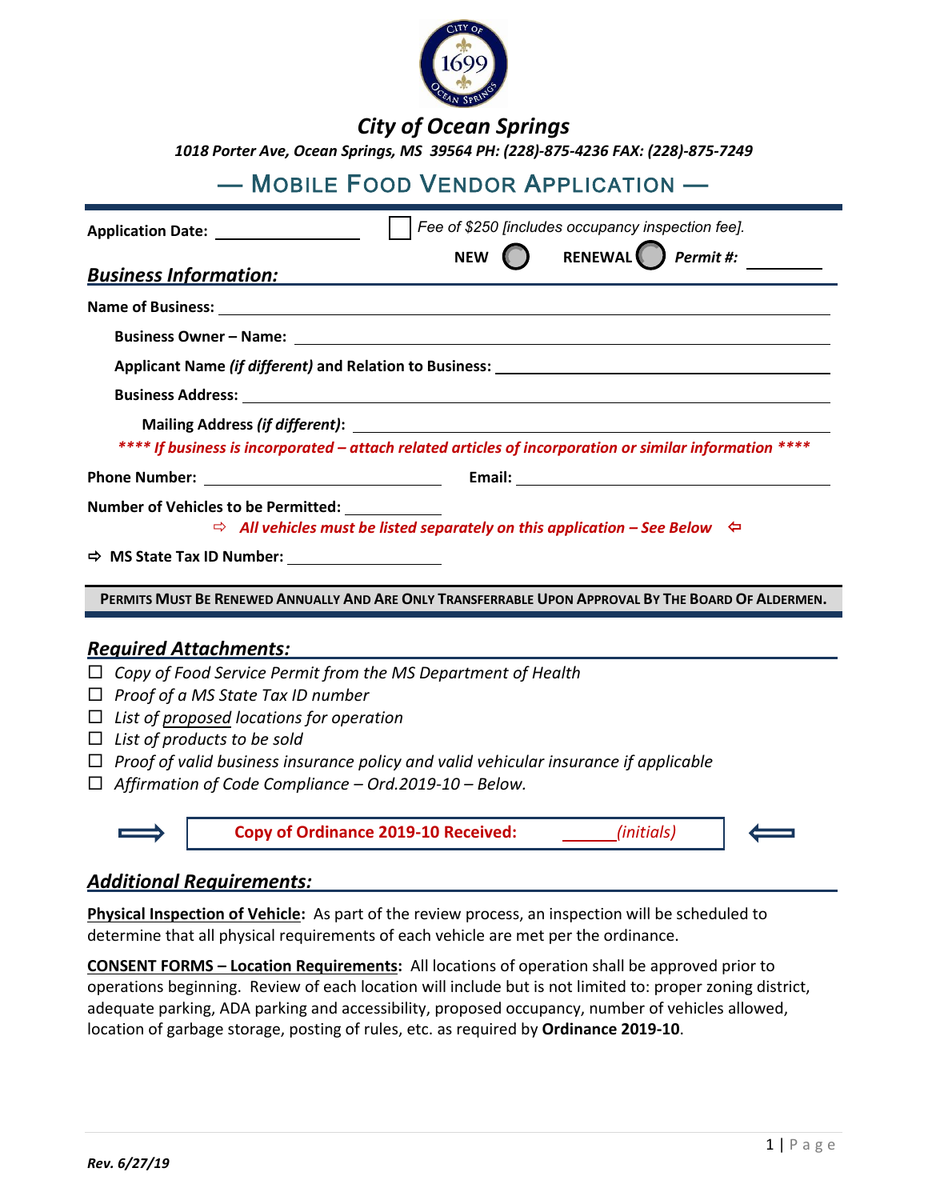# City of Ocean Springs

*1018 Porter Ave, Ocean Springs, MS 39564 PH: (228)-875-4236 FAX: (228)-875-7249*

## — MOBILE FOOD VENDOR APPLICATION —

**Application Date:** ________________ ☐ *Fee of $250 [includes occupancy inspection fee].*

**NEW** ◯ **RENEWAL** ◯ ***Permit #:*** ________

### *Business Information:*

**Name of Business:** ______________________________

**Business Owner – Name:** ______________________________

**Applicant Name *(if different)* and Relation to Business:** ______________________________

**Business Address:** ______________________________

**Mailing Address *(if different)*:** ______________________________

***\*\*\*\* If business is incorporated – attach related articles of incorporation or similar information \*\*\*\****

**Phone Number:** ______________________ **Email:** ______________________

**Number of Vehicles to be Permitted:** __________

⇨ ***All vehicles must be listed separately on this application – See Below*** ⇦

⇨ **MS State Tax ID Number:** ________________

**PERMITS MUST BE RENEWED ANNUALLY AND ARE ONLY TRANSFERRABLE UPON APPROVAL BY THE BOARD OF ALDERMEN.**

### *Required Attachments:*

- ☐ *Copy of Food Service Permit from the MS Department of Health*
- ☐ *Proof of a MS State Tax ID number*
- ☐ *List of proposed locations for operation*
- ☐ *List of products to be sold*
- ☐ *Proof of valid business insurance policy and valid vehicular insurance if applicable*
- ☐ *Affirmation of Code Compliance – Ord.2019-10 – Below.*

⟹ **Copy of Ordinance 2019-10 Received:** ______ *(initials)* ⟸

### *Additional Requirements:*

**Physical Inspection of Vehicle:** As part of the review process, an inspection will be scheduled to determine that all physical requirements of each vehicle are met per the ordinance.

**CONSENT FORMS – Location Requirements:** All locations of operation shall be approved prior to operations beginning. Review of each location will include but is not limited to: proper zoning district, adequate parking, ADA parking and accessibility, proposed occupancy, number of vehicles allowed, location of garbage storage, posting of rules, etc. as required by **Ordinance 2019-10**.

***Rev. 6/27/19***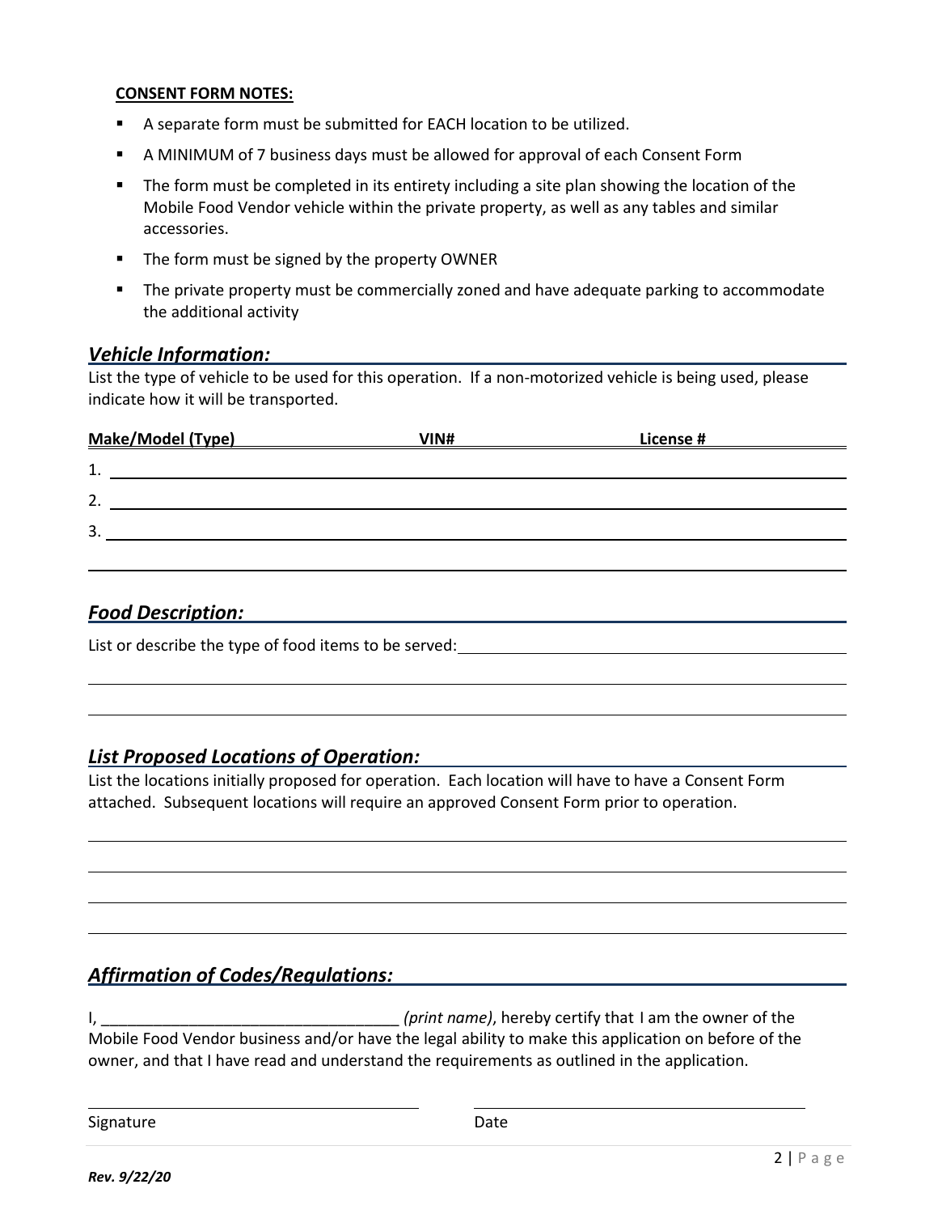**CONSENT FORM NOTES:**

- A separate form must be submitted for EACH location to be utilized.
- A MINIMUM of 7 business days must be allowed for approval of each Consent Form
- The form must be completed in its entirety including a site plan showing the location of the Mobile Food Vendor vehicle within the private property, as well as any tables and similar accessories.
- The form must be signed by the property OWNER
- The private property must be commercially zoned and have adequate parking to accommodate the additional activity

## *Vehicle Information:*

List the type of vehicle to be used for this operation. If a non-motorized vehicle is being used, please indicate how it will be transported.

| Make/Model (Type) | VIN# | License # |
|---|---|---|
| 1. | | |
| 2. | | |
| 3. | | |

## *Food Description:*

List or describe the type of food items to be served: ______________________________

______________________________________________________________________

______________________________________________________________________

## *List Proposed Locations of Operation:*

List the locations initially proposed for operation. Each location will have to have a Consent Form attached. Subsequent locations will require an approved Consent Form prior to operation.

______________________________________________________________________

______________________________________________________________________

______________________________________________________________________

______________________________________________________________________

## *Affirmation of Codes/Regulations:*

I, __________________________________ *(print name)*, hereby certify that I am the owner of the Mobile Food Vendor business and/or have the legal ability to make this application on before of the owner, and that I have read and understand the requirements as outlined in the application.

______________________________ ______________________________

Signature Date

***Rev. 9/22/20***